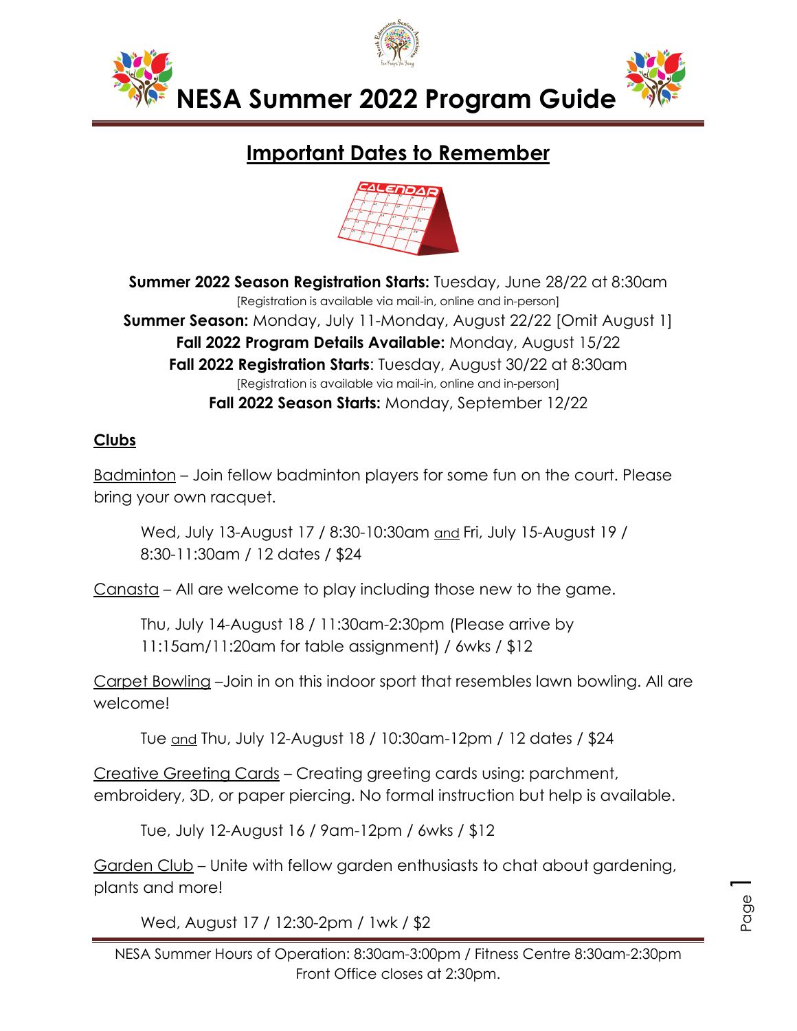# NESA Summer 2022 Program Guide

## Important Dates to Remember

**Summer 2022 Season Registration Starts:** Tuesday, June 28/22 at 8:30am
[Registration is available via mail-in, online and in-person]
**Summer Season:** Monday, July 11-Monday, August 22/22 [Omit August 1]
**Fall 2022 Program Details Available:** Monday, August 15/22
**Fall 2022 Registration Starts**: Tuesday, August 30/22 at 8:30am
[Registration is available via mail-in, online and in-person]
**Fall 2022 Season Starts:** Monday, September 12/22

### Clubs

Badminton – Join fellow badminton players for some fun on the court. Please bring your own racquet.

Wed, July 13-August 17 / 8:30-10:30am and Fri, July 15-August 19 / 8:30-11:30am / 12 dates / $24

Canasta – All are welcome to play including those new to the game.

Thu, July 14-August 18 / 11:30am-2:30pm (Please arrive by 11:15am/11:20am for table assignment) / 6wks / $12

Carpet Bowling –Join in on this indoor sport that resembles lawn bowling. All are welcome!

Tue and Thu, July 12-August 18 / 10:30am-12pm / 12 dates / $24

Creative Greeting Cards – Creating greeting cards using: parchment, embroidery, 3D, or paper piercing. No formal instruction but help is available.

Tue, July 12-August 16 / 9am-12pm / 6wks / $12

Garden Club – Unite with fellow garden enthusiasts to chat about gardening, plants and more!

Wed, August 17 / 12:30-2pm / 1wk / $2

NESA Summer Hours of Operation: 8:30am-3:00pm / Fitness Centre 8:30am-2:30pm
Front Office closes at 2:30pm.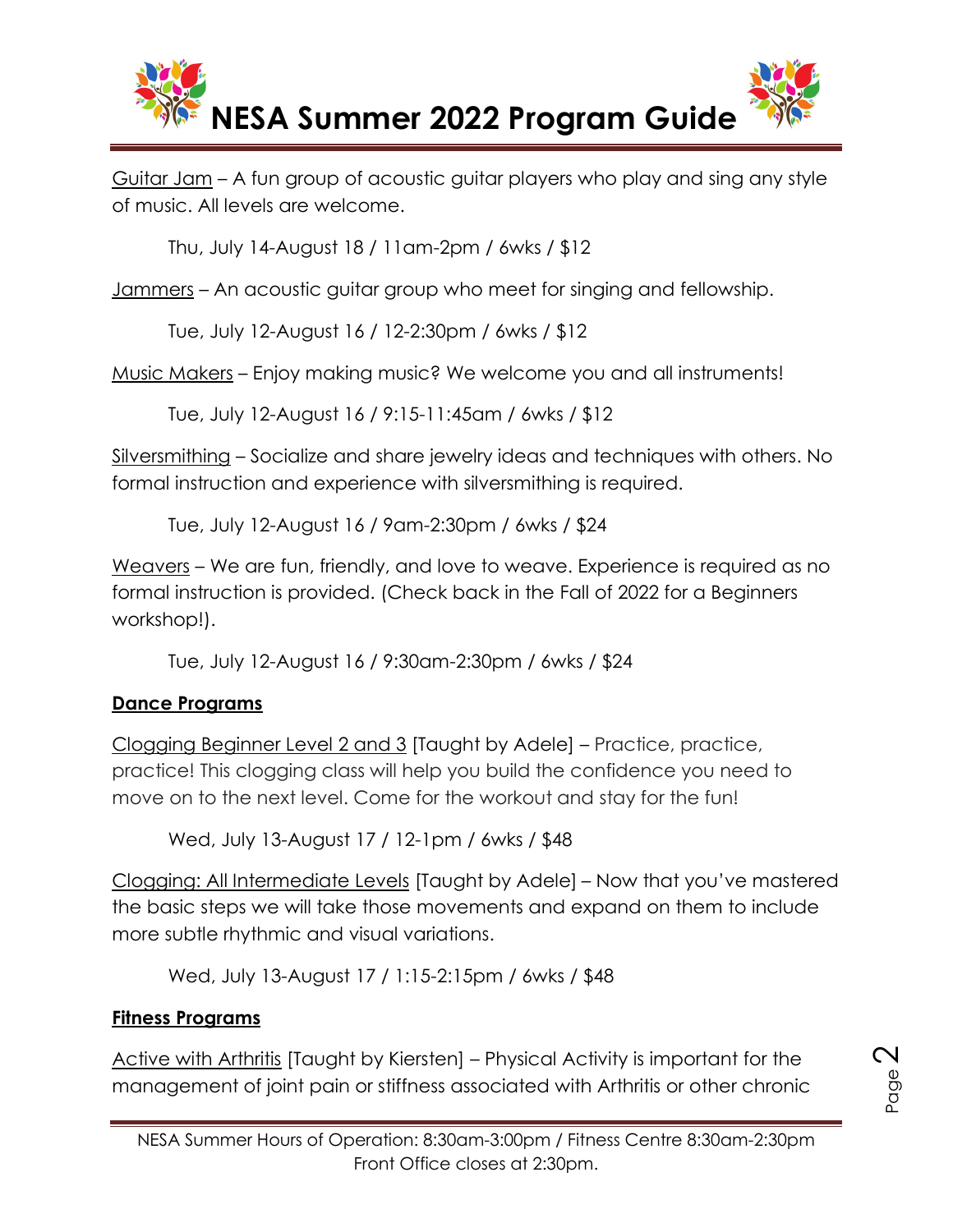Guitar Jam – A fun group of acoustic guitar players who play and sing any style of music. All levels are welcome.

Thu, July 14-August 18 / 11am-2pm / 6wks / $12

Jammers – An acoustic guitar group who meet for singing and fellowship.

Tue, July 12-August 16 / 12-2:30pm / 6wks / $12

Music Makers – Enjoy making music? We welcome you and all instruments!

Tue, July 12-August 16 / 9:15-11:45am / 6wks / $12

Silversmithing – Socialize and share jewelry ideas and techniques with others. No formal instruction and experience with silversmithing is required.

Tue, July 12-August 16 / 9am-2:30pm / 6wks / $24

Weavers – We are fun, friendly, and love to weave. Experience is required as no formal instruction is provided. (Check back in the Fall of 2022 for a Beginners workshop!).

Tue, July 12-August 16 / 9:30am-2:30pm / 6wks / $24

## Dance Programs

Clogging Beginner Level 2 and 3 [Taught by Adele] – Practice, practice, practice! This clogging class will help you build the confidence you need to move on to the next level. Come for the workout and stay for the fun!

Wed, July 13-August 17 / 12-1pm / 6wks / $48

Clogging: All Intermediate Levels [Taught by Adele] – Now that you've mastered the basic steps we will take those movements and expand on them to include more subtle rhythmic and visual variations.

Wed, July 13-August 17 / 1:15-2:15pm / 6wks / $48

## Fitness Programs

Active with Arthritis [Taught by Kiersten] – Physical Activity is important for the management of joint pain or stiffness associated with Arthritis or other chronic

NESA Summer Hours of Operation: 8:30am-3:00pm / Fitness Centre 8:30am-2:30pm
Front Office closes at 2:30pm.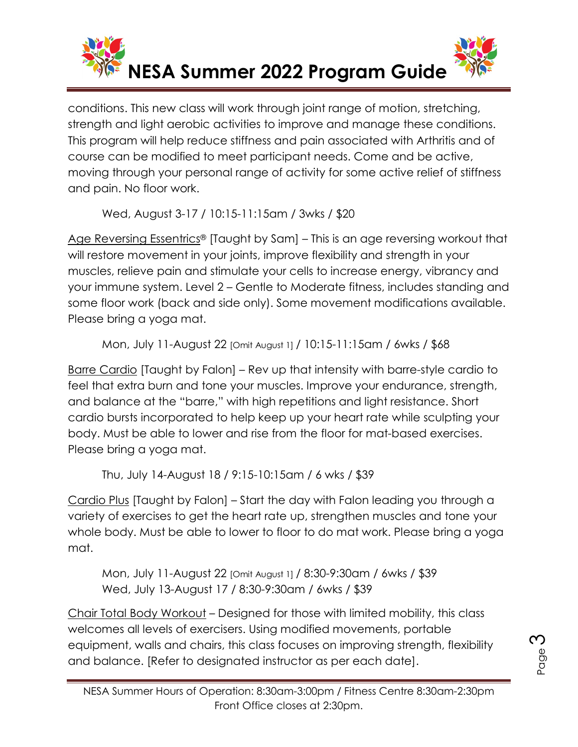conditions. This new class will work through joint range of motion, stretching, strength and light aerobic activities to improve and manage these conditions. This program will help reduce stiffness and pain associated with Arthritis and of course can be modified to meet participant needs. Come and be active, moving through your personal range of activity for some active relief of stiffness and pain. No floor work.

Wed, August 3-17 / 10:15-11:15am / 3wks / $20

Age Reversing Essentrics® [Taught by Sam] – This is an age reversing workout that will restore movement in your joints, improve flexibility and strength in your muscles, relieve pain and stimulate your cells to increase energy, vibrancy and your immune system. Level 2 – Gentle to Moderate fitness, includes standing and some floor work (back and side only). Some movement modifications available. Please bring a yoga mat.

Mon, July 11-August 22 [Omit August 1] / 10:15-11:15am / 6wks / $68

Barre Cardio [Taught by Falon] – Rev up that intensity with barre-style cardio to feel that extra burn and tone your muscles. Improve your endurance, strength, and balance at the "barre," with high repetitions and light resistance. Short cardio bursts incorporated to help keep up your heart rate while sculpting your body. Must be able to lower and rise from the floor for mat-based exercises. Please bring a yoga mat.

Thu, July 14-August 18 / 9:15-10:15am / 6 wks / $39

Cardio Plus [Taught by Falon] – Start the day with Falon leading you through a variety of exercises to get the heart rate up, strengthen muscles and tone your whole body. Must be able to lower to floor to do mat work. Please bring a yoga mat.

Mon, July 11-August 22 [Omit August 1] / 8:30-9:30am / 6wks / $39
Wed, July 13-August 17 / 8:30-9:30am / 6wks / $39

Chair Total Body Workout – Designed for those with limited mobility, this class welcomes all levels of exercisers. Using modified movements, portable equipment, walls and chairs, this class focuses on improving strength, flexibility and balance. [Refer to designated instructor as per each date].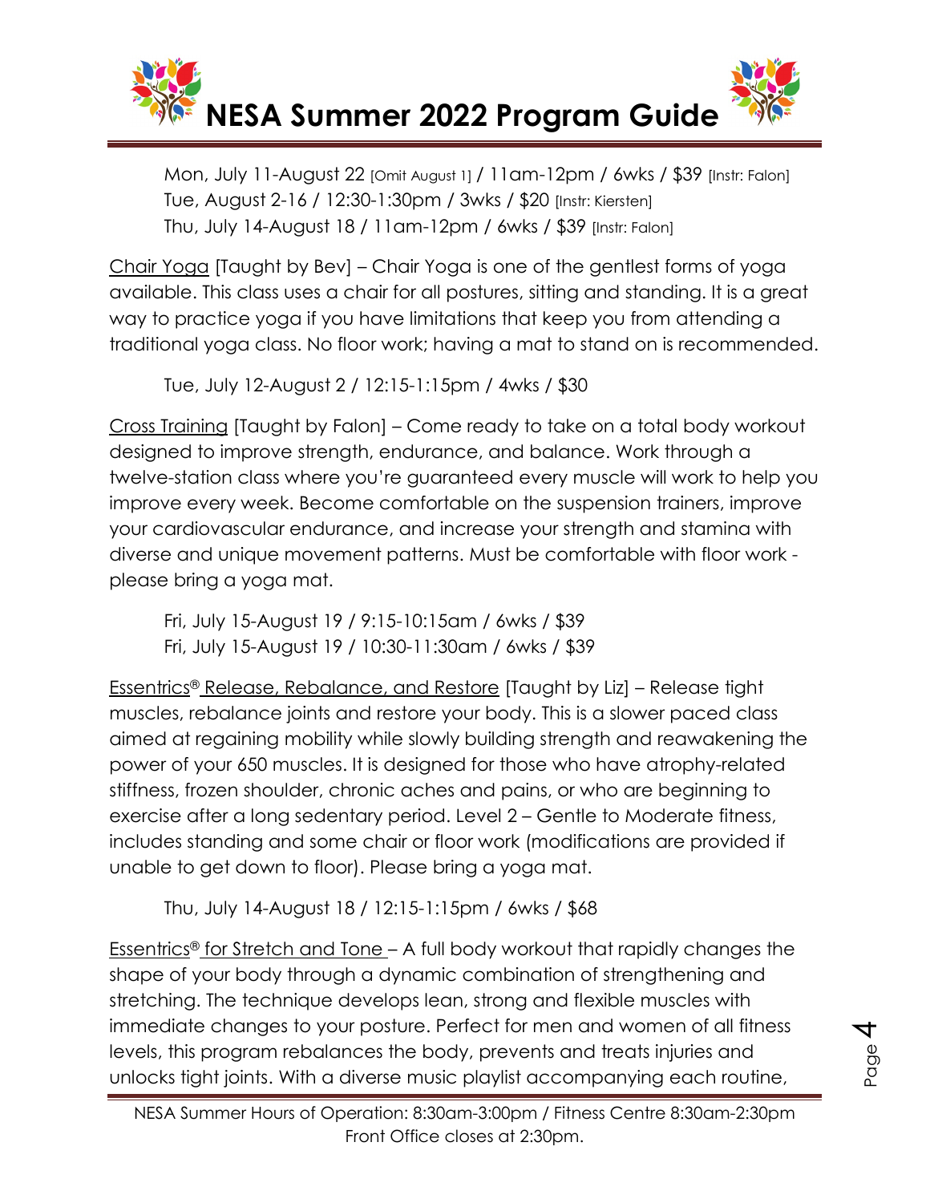Mon, July 11-August 22 [Omit August 1] / 11am-12pm / 6wks / $39 [Instr: Falon]
Tue, August 2-16 / 12:30-1:30pm / 3wks / $20 [Instr: Kiersten]
Thu, July 14-August 18 / 11am-12pm / 6wks / $39 [Instr: Falon]

<u>Chair Yoga</u> [Taught by Bev] – Chair Yoga is one of the gentlest forms of yoga available. This class uses a chair for all postures, sitting and standing. It is a great way to practice yoga if you have limitations that keep you from attending a traditional yoga class. No floor work; having a mat to stand on is recommended.

Tue, July 12-August 2 / 12:15-1:15pm / 4wks / $30

<u>Cross Training</u> [Taught by Falon] – Come ready to take on a total body workout designed to improve strength, endurance, and balance. Work through a twelve-station class where you're guaranteed every muscle will work to help you improve every week. Become comfortable on the suspension trainers, improve your cardiovascular endurance, and increase your strength and stamina with diverse and unique movement patterns. Must be comfortable with floor work - please bring a yoga mat.

Fri, July 15-August 19 / 9:15-10:15am / 6wks / $39
Fri, July 15-August 19 / 10:30-11:30am / 6wks / $39

<u>Essentrics® Release, Rebalance, and Restore</u> [Taught by Liz] – Release tight muscles, rebalance joints and restore your body. This is a slower paced class aimed at regaining mobility while slowly building strength and reawakening the power of your 650 muscles. It is designed for those who have atrophy-related stiffness, frozen shoulder, chronic aches and pains, or who are beginning to exercise after a long sedentary period. Level 2 – Gentle to Moderate fitness, includes standing and some chair or floor work (modifications are provided if unable to get down to floor). Please bring a yoga mat.

Thu, July 14-August 18 / 12:15-1:15pm / 6wks / $68

<u>Essentrics® for Stretch and Tone</u> – A full body workout that rapidly changes the shape of your body through a dynamic combination of strengthening and stretching. The technique develops lean, strong and flexible muscles with immediate changes to your posture. Perfect for men and women of all fitness levels, this program rebalances the body, prevents and treats injuries and unlocks tight joints. With a diverse music playlist accompanying each routine,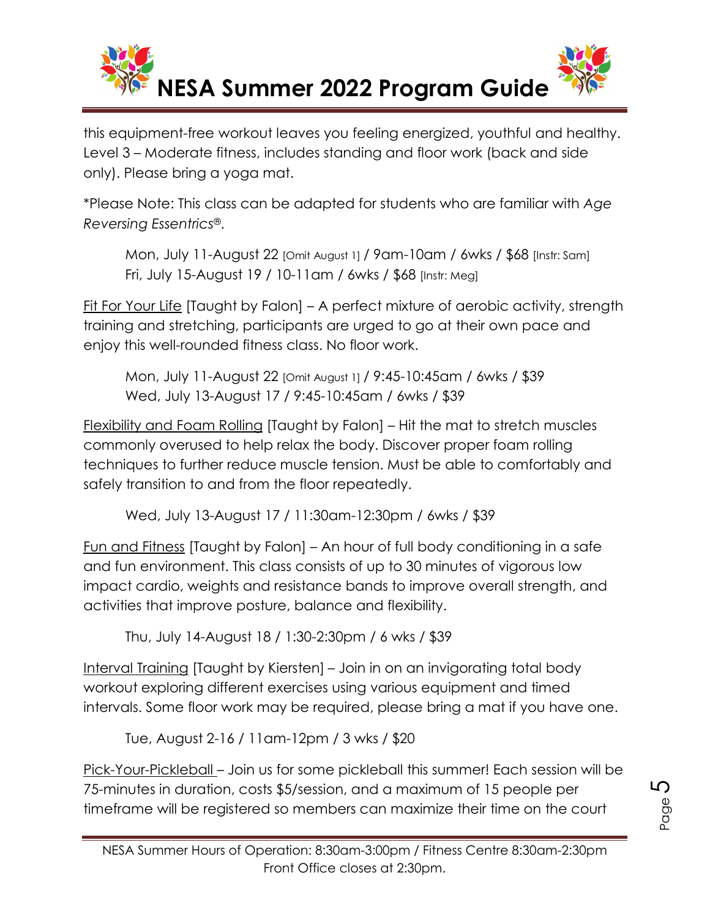this equipment-free workout leaves you feeling energized, youthful and healthy. Level 3 – Moderate fitness, includes standing and floor work (back and side only). Please bring a yoga mat.

*Please Note: This class can be adapted for students who are familiar with *Age Reversing Essentrics®*.

> Mon, July 11-August 22 [Omit August 1] / 9am-10am / 6wks / $68 [Instr: Sam]
> Fri, July 15-August 19 / 10-11am / 6wks / $68 [Instr: Meg]

Fit For Your Life [Taught by Falon] – A perfect mixture of aerobic activity, strength training and stretching, participants are urged to go at their own pace and enjoy this well-rounded fitness class. No floor work.

> Mon, July 11-August 22 [Omit August 1] / 9:45-10:45am / 6wks / $39
> Wed, July 13-August 17 / 9:45-10:45am / 6wks / $39

Flexibility and Foam Rolling [Taught by Falon] – Hit the mat to stretch muscles commonly overused to help relax the body. Discover proper foam rolling techniques to further reduce muscle tension. Must be able to comfortably and safely transition to and from the floor repeatedly.

> Wed, July 13-August 17 / 11:30am-12:30pm / 6wks / $39

Fun and Fitness [Taught by Falon] – An hour of full body conditioning in a safe and fun environment. This class consists of up to 30 minutes of vigorous low impact cardio, weights and resistance bands to improve overall strength, and activities that improve posture, balance and flexibility.

> Thu, July 14-August 18 / 1:30-2:30pm / 6 wks / $39

Interval Training [Taught by Kiersten] – Join in on an invigorating total body workout exploring different exercises using various equipment and timed intervals. Some floor work may be required, please bring a mat if you have one.

> Tue, August 2-16 / 11am-12pm / 3 wks / $20

Pick-Your-Pickleball – Join us for some pickleball this summer! Each session will be 75-minutes in duration, costs $5/session, and a maximum of 15 people per timeframe will be registered so members can maximize their time on the court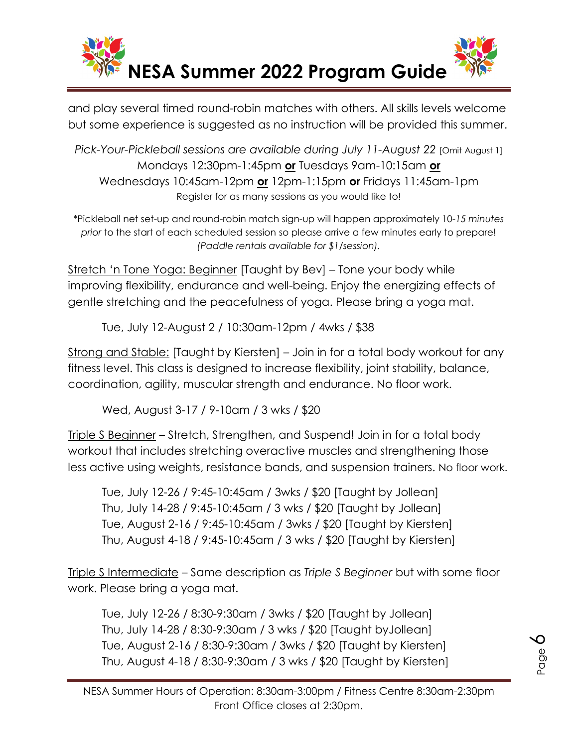and play several timed round-robin matches with others. All skills levels welcome but some experience is suggested as no instruction will be provided this summer.

*Pick-Your-Pickleball sessions are available during July 11-August 22* [Omit August 1]
Mondays 12:30pm-1:45pm **or** Tuesdays 9am-10:15am **or**
Wednesdays 10:45am-12pm **or** 12pm-1:15pm **or** Fridays 11:45am-1pm
Register for as many sessions as you would like to!

*Pickleball net set-up and round-robin match sign-up will happen approximately 10-*15 minutes prior* to the start of each scheduled session so please arrive a few minutes early to prepare! *(Paddle rentals available for $1/session).*

Stretch 'n Tone Yoga: Beginner [Taught by Bev] – Tone your body while improving flexibility, endurance and well-being. Enjoy the energizing effects of gentle stretching and the peacefulness of yoga. Please bring a yoga mat.

Tue, July 12-August 2 / 10:30am-12pm / 4wks / $38

Strong and Stable: [Taught by Kiersten] – Join in for a total body workout for any fitness level. This class is designed to increase flexibility, joint stability, balance, coordination, agility, muscular strength and endurance. No floor work.

Wed, August 3-17 / 9-10am / 3 wks / $20

Triple S Beginner – Stretch, Strengthen, and Suspend! Join in for a total body workout that includes stretching overactive muscles and strengthening those less active using weights, resistance bands, and suspension trainers. No floor work.

Tue, July 12-26 / 9:45-10:45am / 3wks / $20 [Taught by Jollean]
Thu, July 14-28 / 9:45-10:45am / 3 wks / $20 [Taught by Jollean]
Tue, August 2-16 / 9:45-10:45am / 3wks / $20 [Taught by Kiersten]
Thu, August 4-18 / 9:45-10:45am / 3 wks / $20 [Taught by Kiersten]

Triple S Intermediate – Same description as *Triple S Beginner* but with some floor work. Please bring a yoga mat.

Tue, July 12-26 / 8:30-9:30am / 3wks / $20 [Taught by Jollean]
Thu, July 14-28 / 8:30-9:30am / 3 wks / $20 [Taught byJollean]
Tue, August 2-16 / 8:30-9:30am / 3wks / $20 [Taught by Kiersten]
Thu, August 4-18 / 8:30-9:30am / 3 wks / $20 [Taught by Kiersten]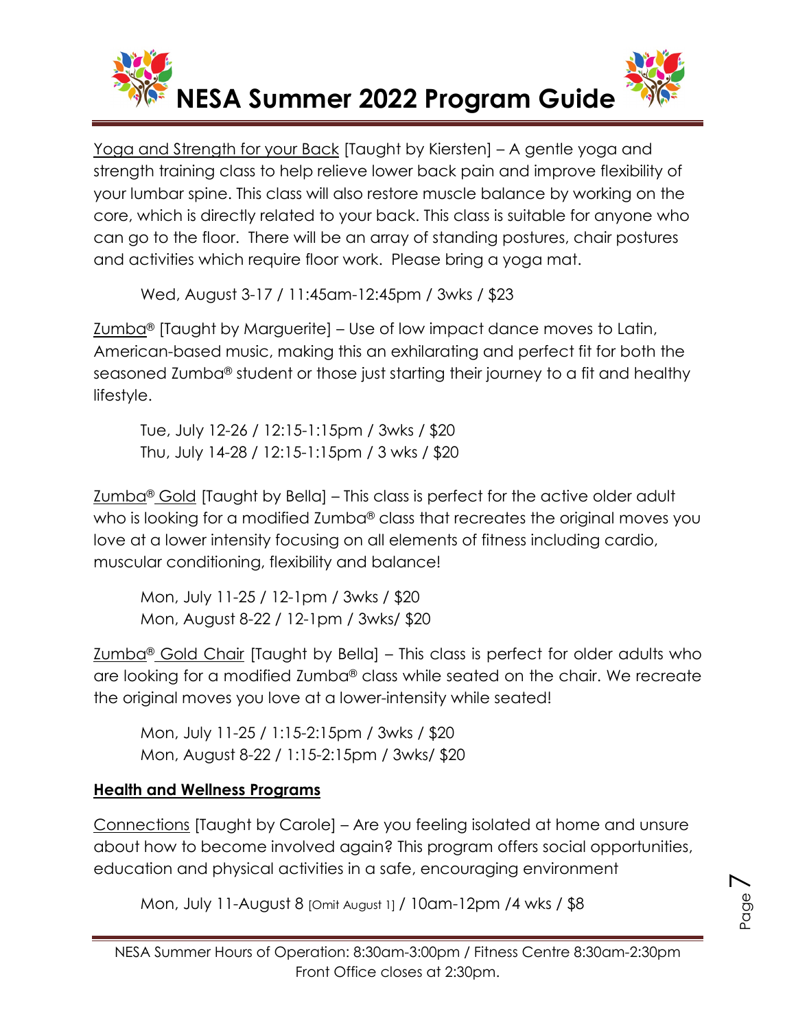Yoga and Strength for your Back [Taught by Kiersten] – A gentle yoga and strength training class to help relieve lower back pain and improve flexibility of your lumbar spine. This class will also restore muscle balance by working on the core, which is directly related to your back. This class is suitable for anyone who can go to the floor. There will be an array of standing postures, chair postures and activities which require floor work. Please bring a yoga mat.

Wed, August 3-17 / 11:45am-12:45pm / 3wks / $23

Zumba® [Taught by Marguerite] – Use of low impact dance moves to Latin, American-based music, making this an exhilarating and perfect fit for both the seasoned Zumba® student or those just starting their journey to a fit and healthy lifestyle.

Tue, July 12-26 / 12:15-1:15pm / 3wks / $20
Thu, July 14-28 / 12:15-1:15pm / 3 wks / $20

Zumba® Gold [Taught by Bella] – This class is perfect for the active older adult who is looking for a modified Zumba® class that recreates the original moves you love at a lower intensity focusing on all elements of fitness including cardio, muscular conditioning, flexibility and balance!

Mon, July 11-25 / 12-1pm / 3wks / $20
Mon, August 8-22 / 12-1pm / 3wks/ $20

Zumba® Gold Chair [Taught by Bella] – This class is perfect for older adults who are looking for a modified Zumba® class while seated on the chair. We recreate the original moves you love at a lower-intensity while seated!

Mon, July 11-25 / 1:15-2:15pm / 3wks / $20
Mon, August 8-22 / 1:15-2:15pm / 3wks/ $20

**Health and Wellness Programs**

Connections [Taught by Carole] – Are you feeling isolated at home and unsure about how to become involved again? This program offers social opportunities, education and physical activities in a safe, encouraging environment

Mon, July 11-August 8 [Omit August 1] / 10am-12pm /4 wks / $8